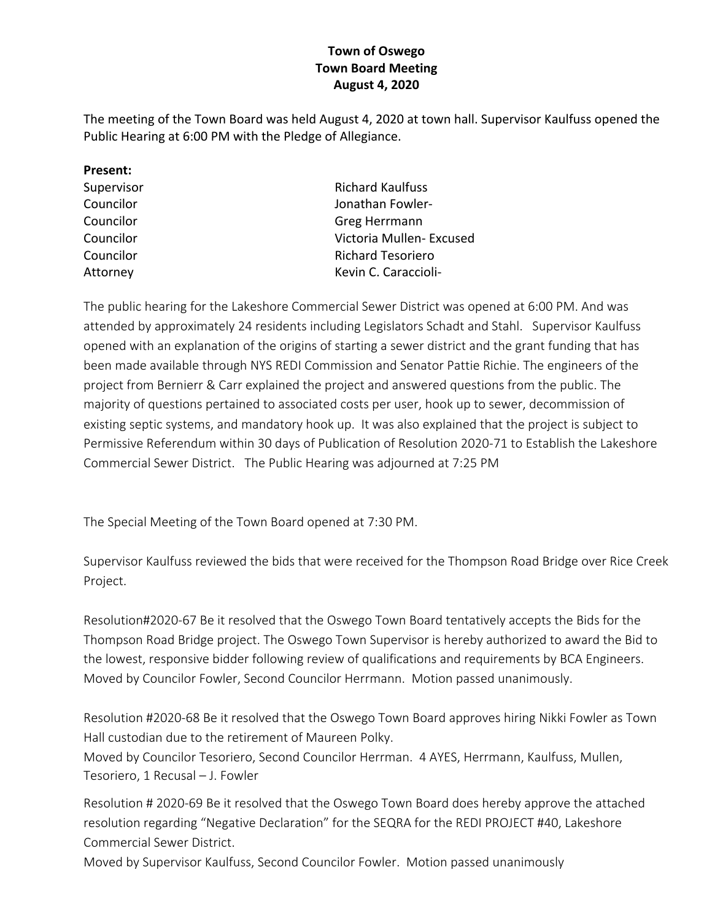**Town of Oswego**
**Town Board Meeting**
**August 4, 2020**

The meeting of the Town Board was held August 4, 2020 at town hall. Supervisor Kaulfuss opened the Public Hearing at 6:00 PM with the Pledge of Allegiance.

**Present:**

| | |
|---|---|
| Supervisor | Richard Kaulfuss |
| Councilor | Jonathan Fowler- |
| Councilor | Greg Herrmann |
| Councilor | Victoria Mullen- Excused |
| Councilor | Richard Tesoriero |
| Attorney | Kevin C. Caraccioli- |

The public hearing for the Lakeshore Commercial Sewer District was opened at 6:00 PM. And was attended by approximately 24 residents including Legislators Schadt and Stahl. Supervisor Kaulfuss opened with an explanation of the origins of starting a sewer district and the grant funding that has been made available through NYS REDI Commission and Senator Pattie Richie. The engineers of the project from Bernierr & Carr explained the project and answered questions from the public. The majority of questions pertained to associated costs per user, hook up to sewer, decommission of existing septic systems, and mandatory hook up. It was also explained that the project is subject to Permissive Referendum within 30 days of Publication of Resolution 2020-71 to Establish the Lakeshore Commercial Sewer District. The Public Hearing was adjourned at 7:25 PM

The Special Meeting of the Town Board opened at 7:30 PM.

Supervisor Kaulfuss reviewed the bids that were received for the Thompson Road Bridge over Rice Creek Project.

Resolution#2020-67 Be it resolved that the Oswego Town Board tentatively accepts the Bids for the Thompson Road Bridge project. The Oswego Town Supervisor is hereby authorized to award the Bid to the lowest, responsive bidder following review of qualifications and requirements by BCA Engineers. Moved by Councilor Fowler, Second Councilor Herrmann. Motion passed unanimously.

Resolution #2020-68 Be it resolved that the Oswego Town Board approves hiring Nikki Fowler as Town Hall custodian due to the retirement of Maureen Polky.
Moved by Councilor Tesoriero, Second Councilor Herrman. 4 AYES, Herrmann, Kaulfuss, Mullen, Tesoriero, 1 Recusal – J. Fowler

Resolution # 2020-69 Be it resolved that the Oswego Town Board does hereby approve the attached resolution regarding "Negative Declaration" for the SEQRA for the REDI PROJECT #40, Lakeshore Commercial Sewer District.
Moved by Supervisor Kaulfuss, Second Councilor Fowler. Motion passed unanimously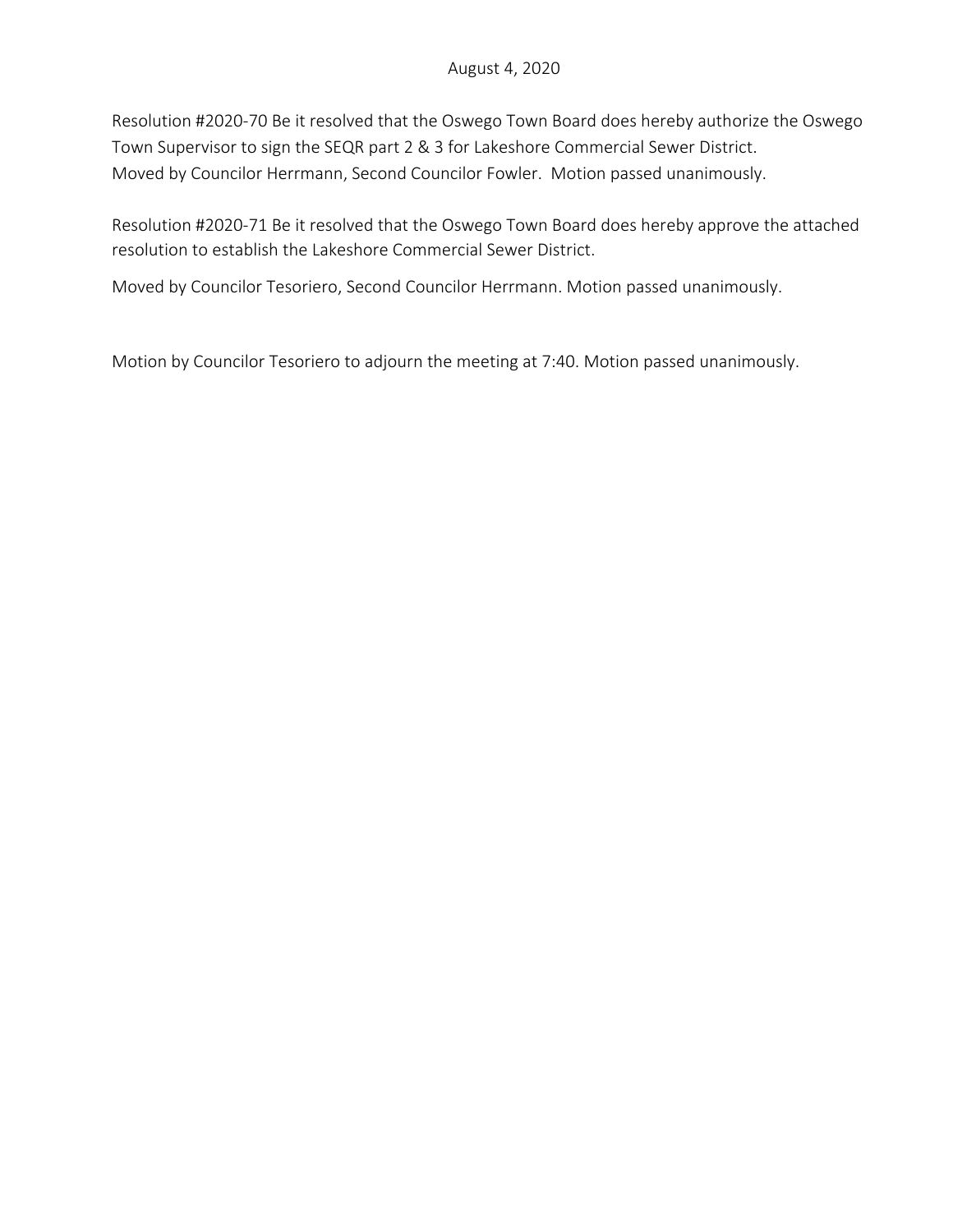August 4, 2020

Resolution #2020-70 Be it resolved that the Oswego Town Board does hereby authorize the Oswego Town Supervisor to sign the SEQR part 2 & 3 for Lakeshore Commercial Sewer District.
Moved by Councilor Herrmann, Second Councilor Fowler. Motion passed unanimously.

Resolution #2020-71 Be it resolved that the Oswego Town Board does hereby approve the attached resolution to establish the Lakeshore Commercial Sewer District.

Moved by Councilor Tesoriero, Second Councilor Herrmann. Motion passed unanimously.

Motion by Councilor Tesoriero to adjourn the meeting at 7:40. Motion passed unanimously.